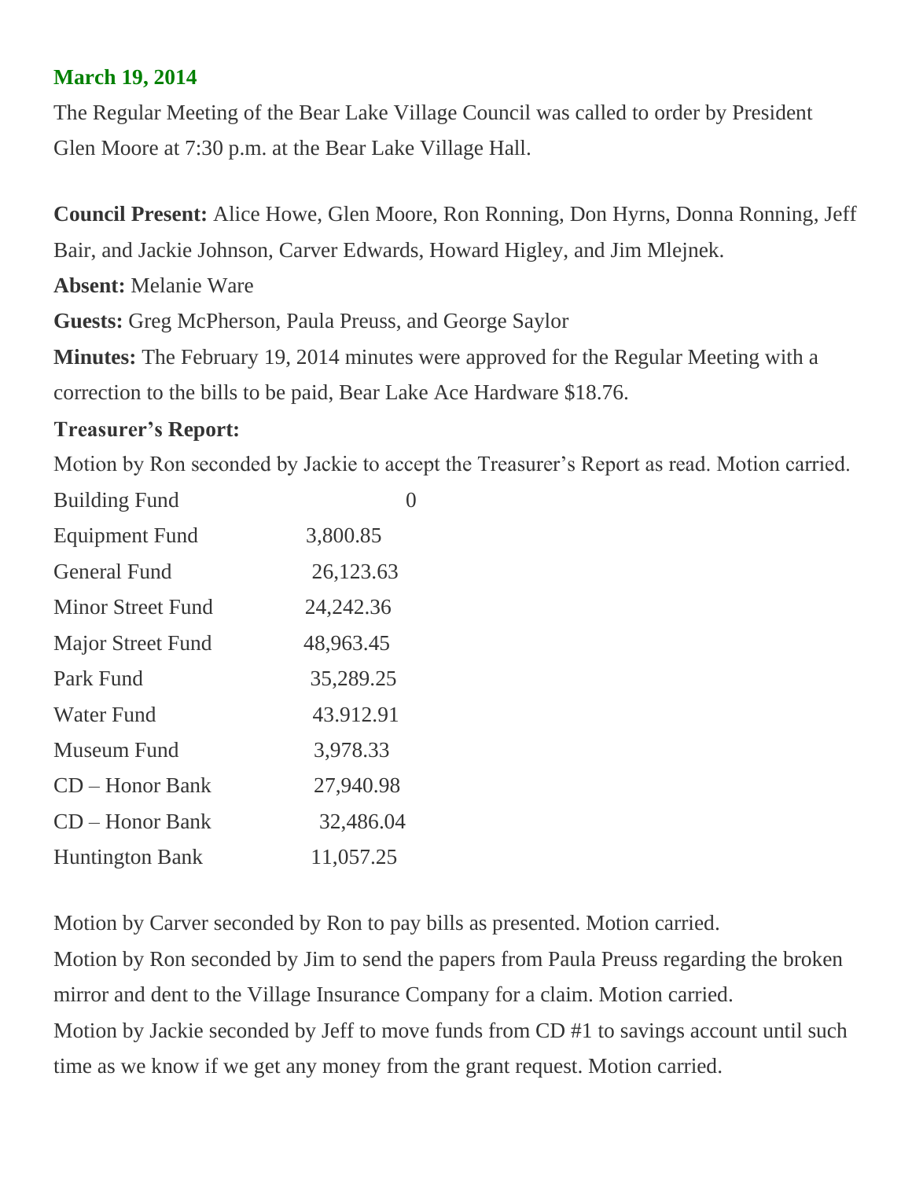**March 19, 2014**

The Regular Meeting of the Bear Lake Village Council was called to order by President Glen Moore at 7:30 p.m. at the Bear Lake Village Hall.

**Council Present:** Alice Howe, Glen Moore, Ron Ronning, Don Hyrns, Donna Ronning, Jeff Bair, and Jackie Johnson, Carver Edwards, Howard Higley, and Jim Mlejnek.

**Absent:** Melanie Ware

**Guests:** Greg McPherson, Paula Preuss, and George Saylor

**Minutes:** The February 19, 2014 minutes were approved for the Regular Meeting with a correction to the bills to be paid, Bear Lake Ace Hardware $18.76.

**Treasurer's Report:**

Motion by Ron seconded by Jackie to accept the Treasurer's Report as read. Motion carried.

| | |
|---|---|
| Building Fund | 0 |
| Equipment Fund | 3,800.85 |
| General Fund | 26,123.63 |
| Minor Street Fund | 24,242.36 |
| Major Street Fund | 48,963.45 |
| Park Fund | 35,289.25 |
| Water Fund | 43.912.91 |
| Museum Fund | 3,978.33 |
| CD – Honor Bank | 27,940.98 |
| CD – Honor Bank | 32,486.04 |
| Huntington Bank | 11,057.25 |

Motion by Carver seconded by Ron to pay bills as presented. Motion carried.

Motion by Ron seconded by Jim to send the papers from Paula Preuss regarding the broken mirror and dent to the Village Insurance Company for a claim. Motion carried.

Motion by Jackie seconded by Jeff to move funds from CD #1 to savings account until such time as we know if we get any money from the grant request. Motion carried.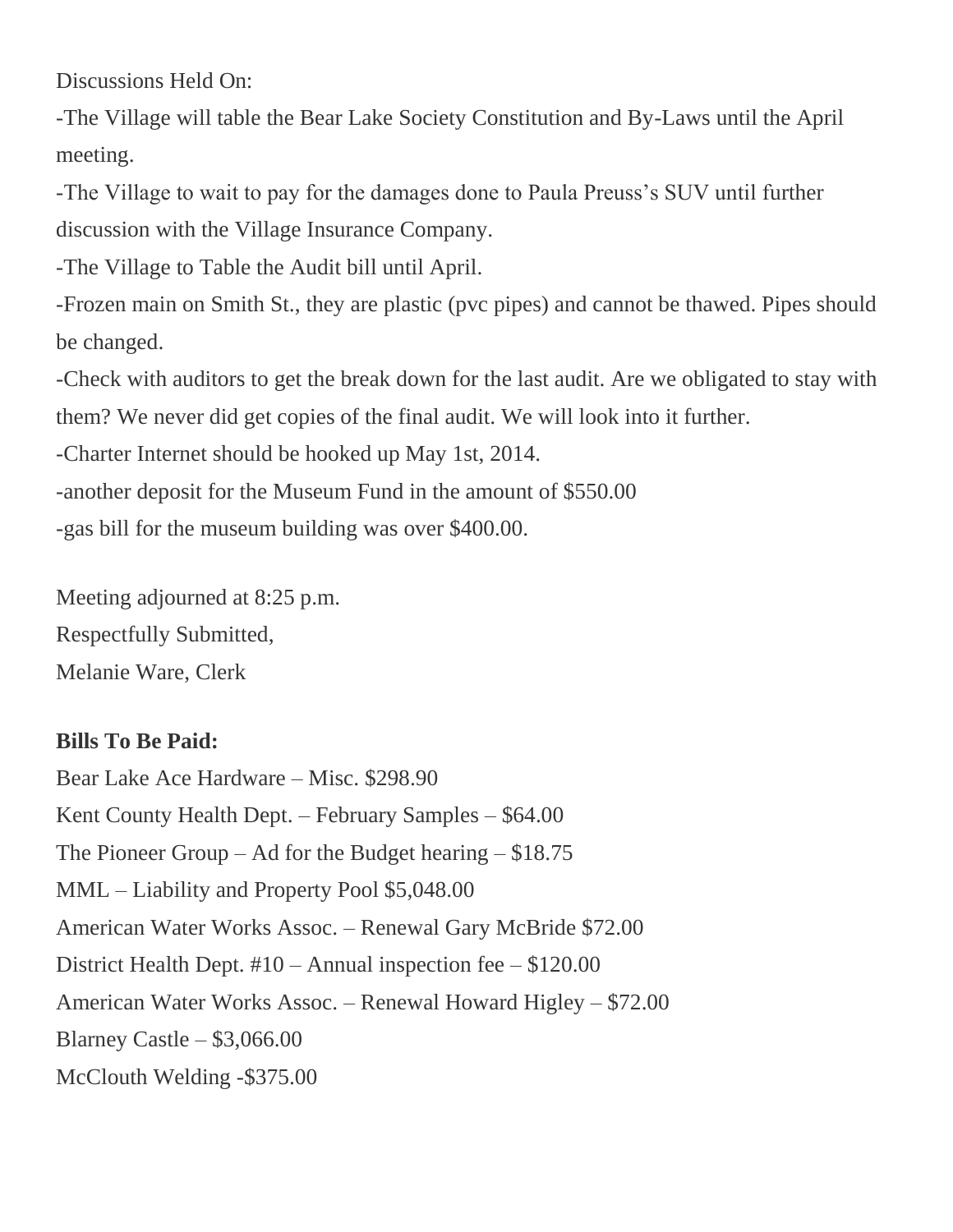Discussions Held On:

-The Village will table the Bear Lake Society Constitution and By-Laws until the April meeting.

-The Village to wait to pay for the damages done to Paula Preuss's SUV until further discussion with the Village Insurance Company.

-The Village to Table the Audit bill until April.

-Frozen main on Smith St., they are plastic (pvc pipes) and cannot be thawed. Pipes should be changed.

-Check with auditors to get the break down for the last audit. Are we obligated to stay with them? We never did get copies of the final audit. We will look into it further.

-Charter Internet should be hooked up May 1st, 2014.

-another deposit for the Museum Fund in the amount of $550.00

-gas bill for the museum building was over $400.00.

Meeting adjourned at 8:25 p.m.

Respectfully Submitted,

Melanie Ware, Clerk

**Bills To Be Paid:**

Bear Lake Ace Hardware – Misc. $298.90

Kent County Health Dept. – February Samples – $64.00

The Pioneer Group – Ad for the Budget hearing – $18.75

MML – Liability and Property Pool $5,048.00

American Water Works Assoc. – Renewal Gary McBride $72.00

District Health Dept. #10 – Annual inspection fee – $120.00

American Water Works Assoc. – Renewal Howard Higley – $72.00

Blarney Castle – $3,066.00

McClouth Welding -$375.00